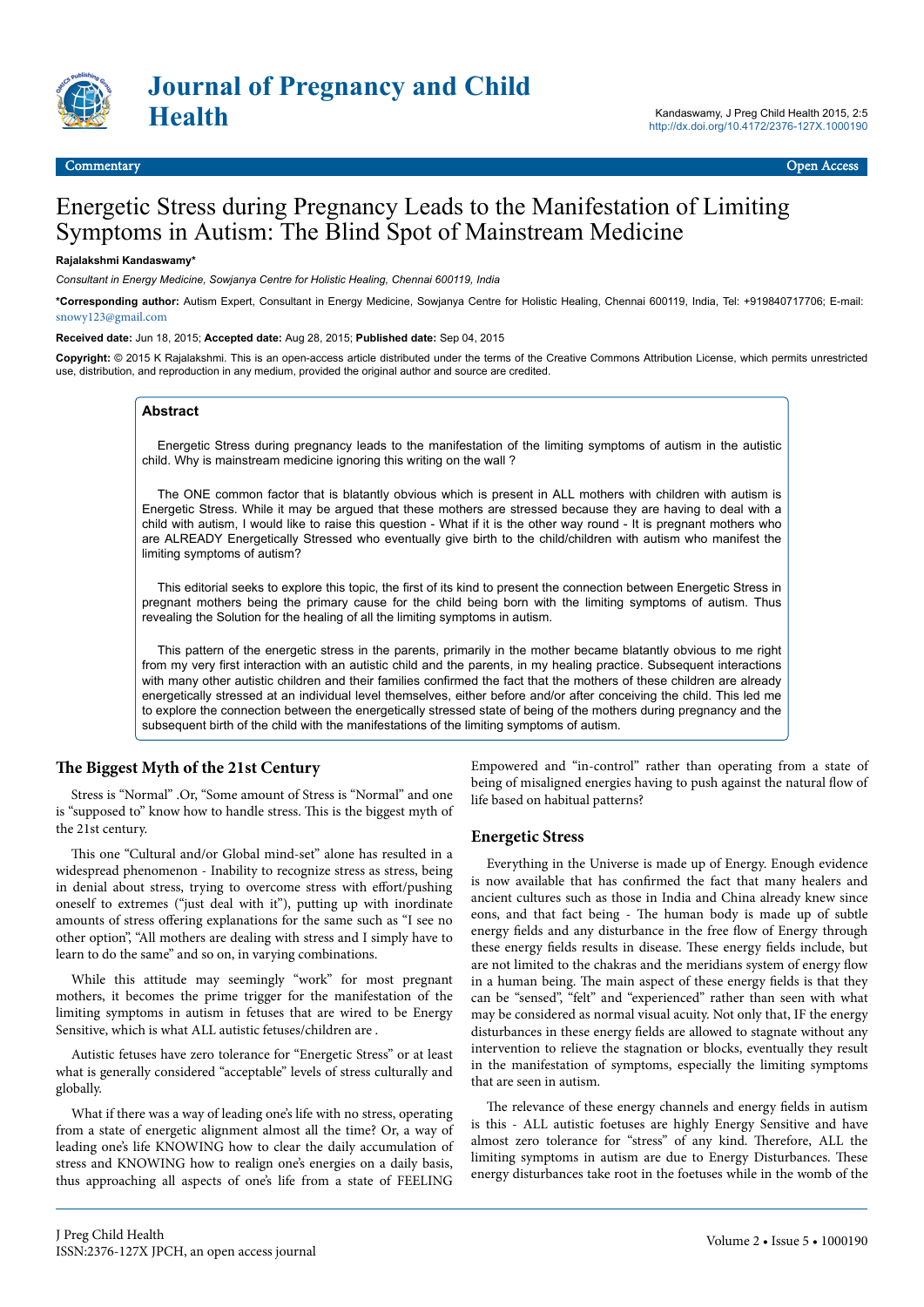Commentary | Open Access

# Energetic Stress during Pregnancy Leads to the Manifestation of Limiting Symptoms in Autism: The Blind Spot of Mainstream Medicine

**Rajalakshmi Kandaswamy***

*Consultant in Energy Medicine, Sowjanya Centre for Holistic Healing, Chennai 600119, India*

***Corresponding author:** Autism Expert, Consultant in Energy Medicine, Sowjanya Centre for Holistic Healing, Chennai 600119, India, Tel: +919840717706; E-mail: snowy123@gmail.com

**Received date:** Jun 18, 2015; **Accepted date:** Aug 28, 2015; **Published date:** Sep 04, 2015

**Copyright:** © 2015 K Rajalakshmi. This is an open-access article distributed under the terms of the Creative Commons Attribution License, which permits unrestricted use, distribution, and reproduction in any medium, provided the original author and source are credited.

## Abstract

Energetic Stress during pregnancy leads to the manifestation of the limiting symptoms of autism in the autistic child. Why is mainstream medicine ignoring this writing on the wall ?

The ONE common factor that is blatantly obvious which is present in ALL mothers with children with autism is Energetic Stress. While it may be argued that these mothers are stressed because they are having to deal with a child with autism, I would like to raise this question - What if it is the other way round - It is pregnant mothers who are ALREADY Energetically Stressed who eventually give birth to the child/children with autism who manifest the limiting symptoms of autism?

This editorial seeks to explore this topic, the first of its kind to present the connection between Energetic Stress in pregnant mothers being the primary cause for the child being born with the limiting symptoms of autism. Thus revealing the Solution for the healing of all the limiting symptoms in autism.

This pattern of the energetic stress in the parents, primarily in the mother became blatantly obvious to me right from my very first interaction with an autistic child and the parents, in my healing practice. Subsequent interactions with many other autistic children and their families confirmed the fact that the mothers of these children are already energetically stressed at an individual level themselves, either before and/or after conceiving the child. This led me to explore the connection between the energetically stressed state of being of the mothers during pregnancy and the subsequent birth of the child with the manifestations of the limiting symptoms of autism.

## The Biggest Myth of the 21st Century

Stress is "Normal" .Or, "Some amount of Stress is "Normal" and one is "supposed to" know how to handle stress. This is the biggest myth of the 21st century.

This one "Cultural and/or Global mind-set" alone has resulted in a widespread phenomenon - Inability to recognize stress as stress, being in denial about stress, trying to overcome stress with effort/pushing oneself to extremes ("just deal with it"), putting up with inordinate amounts of stress offering explanations for the same such as "I see no other option", "All mothers are dealing with stress and I simply have to learn to do the same" and so on, in varying combinations.

While this attitude may seemingly "work" for most pregnant mothers, it becomes the prime trigger for the manifestation of the limiting symptoms in autism in fetuses that are wired to be Energy Sensitive, which is what ALL autistic fetuses/children are .

Autistic fetuses have zero tolerance for "Energetic Stress" or at least what is generally considered "acceptable" levels of stress culturally and globally.

What if there was a way of leading one's life with no stress, operating from a state of energetic alignment almost all the time? Or, a way of leading one's life KNOWING how to clear the daily accumulation of stress and KNOWING how to realign one's energies on a daily basis, thus approaching all aspects of one's life from a state of FEELING Empowered and "in-control" rather than operating from a state of being of misaligned energies having to push against the natural flow of life based on habitual patterns?

## Energetic Stress

Everything in the Universe is made up of Energy. Enough evidence is now available that has confirmed the fact that many healers and ancient cultures such as those in India and China already knew since eons, and that fact being - The human body is made up of subtle energy fields and any disturbance in the free flow of Energy through these energy fields results in disease. These energy fields include, but are not limited to the chakras and the meridians system of energy flow in a human being. The main aspect of these energy fields is that they can be "sensed", "felt" and "experienced" rather than seen with what may be considered as normal visual acuity. Not only that, IF the energy disturbances in these energy fields are allowed to stagnate without any intervention to relieve the stagnation or blocks, eventually they result in the manifestation of symptoms, especially the limiting symptoms that are seen in autism.

The relevance of these energy channels and energy fields in autism is this - ALL autistic foetuses are highly Energy Sensitive and have almost zero tolerance for "stress" of any kind. Therefore, ALL the limiting symptoms in autism are due to Energy Disturbances. These energy disturbances take root in the foetuses while in the womb of the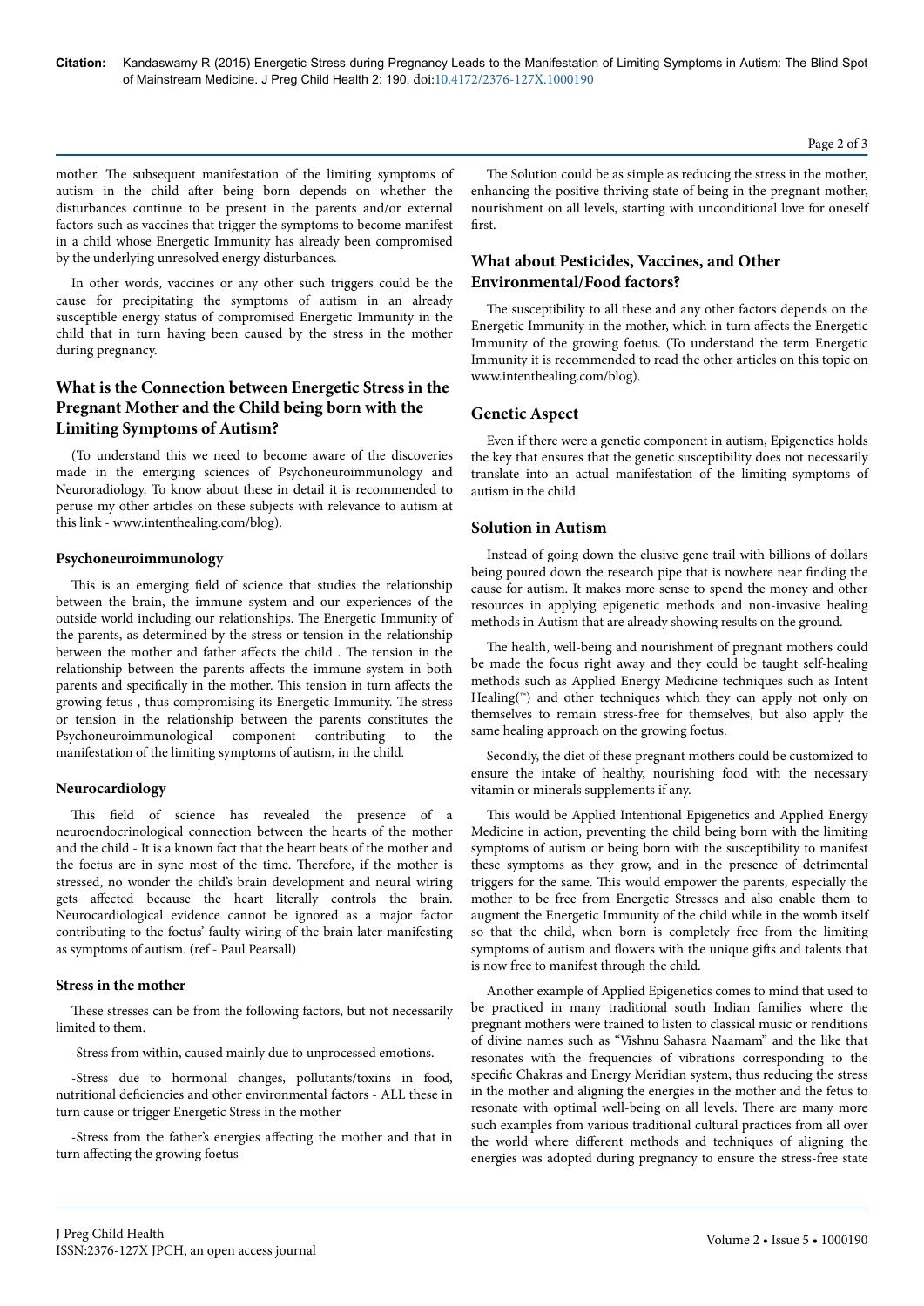mother. The subsequent manifestation of the limiting symptoms of autism in the child after being born depends on whether the disturbances continue to be present in the parents and/or external factors such as vaccines that trigger the symptoms to become manifest in a child whose Energetic Immunity has already been compromised by the underlying unresolved energy disturbances.

In other words, vaccines or any other such triggers could be the cause for precipitating the symptoms of autism in an already susceptible energy status of compromised Energetic Immunity in the child that in turn having been caused by the stress in the mother during pregnancy.

## What is the Connection between Energetic Stress in the Pregnant Mother and the Child being born with the Limiting Symptoms of Autism?

(To understand this we need to become aware of the discoveries made in the emerging sciences of Psychoneuroimmunology and Neuroradiology. To know about these in detail it is recommended to peruse my other articles on these subjects with relevance to autism at this link - www.intenthealing.com/blog).

### Psychoneuroimmunology

This is an emerging field of science that studies the relationship between the brain, the immune system and our experiences of the outside world including our relationships. The Energetic Immunity of the parents, as determined by the stress or tension in the relationship between the mother and father affects the child . The tension in the relationship between the parents affects the immune system in both parents and specifically in the mother. This tension in turn affects the growing fetus , thus compromising its Energetic Immunity. The stress or tension in the relationship between the parents constitutes the Psychoneuroimmunological component contributing to the manifestation of the limiting symptoms of autism, in the child.

### Neurocardiology

This field of science has revealed the presence of a neuroendocrinological connection between the hearts of the mother and the child - It is a known fact that the heart beats of the mother and the foetus are in sync most of the time. Therefore, if the mother is stressed, no wonder the child's brain development and neural wiring gets affected because the heart literally controls the brain. Neurocardiological evidence cannot be ignored as a major factor contributing to the foetus' faulty wiring of the brain later manifesting as symptoms of autism. (ref - Paul Pearsall)

### Stress in the mother

These stresses can be from the following factors, but not necessarily limited to them.

-Stress from within, caused mainly due to unprocessed emotions.

-Stress due to hormonal changes, pollutants/toxins in food, nutritional deficiencies and other environmental factors - ALL these in turn cause or trigger Energetic Stress in the mother

-Stress from the father's energies affecting the mother and that in turn affecting the growing foetus

The Solution could be as simple as reducing the stress in the mother, enhancing the positive thriving state of being in the pregnant mother, nourishment on all levels, starting with unconditional love for oneself first.

## What about Pesticides, Vaccines, and Other Environmental/Food factors?

The susceptibility to all these and any other factors depends on the Energetic Immunity in the mother, which in turn affects the Energetic Immunity of the growing foetus. (To understand the term Energetic Immunity it is recommended to read the other articles on this topic on www.intenthealing.com/blog).

## Genetic Aspect

Even if there were a genetic component in autism, Epigenetics holds the key that ensures that the genetic susceptibility does not necessarily translate into an actual manifestation of the limiting symptoms of autism in the child.

## Solution in Autism

Instead of going down the elusive gene trail with billions of dollars being poured down the research pipe that is nowhere near finding the cause for autism. It makes more sense to spend the money and other resources in applying epigenetic methods and non-invasive healing methods in Autism that are already showing results on the ground.

The health, well-being and nourishment of pregnant mothers could be made the focus right away and they could be taught self-healing methods such as Applied Energy Medicine techniques such as Intent Healing(™) and other techniques which they can apply not only on themselves to remain stress-free for themselves, but also apply the same healing approach on the growing foetus.

Secondly, the diet of these pregnant mothers could be customized to ensure the intake of healthy, nourishing food with the necessary vitamin or minerals supplements if any.

This would be Applied Intentional Epigenetics and Applied Energy Medicine in action, preventing the child being born with the limiting symptoms of autism or being born with the susceptibility to manifest these symptoms as they grow, and in the presence of detrimental triggers for the same. This would empower the parents, especially the mother to be free from Energetic Stresses and also enable them to augment the Energetic Immunity of the child while in the womb itself so that the child, when born is completely free from the limiting symptoms of autism and flowers with the unique gifts and talents that is now free to manifest through the child.

Another example of Applied Epigenetics comes to mind that used to be practiced in many traditional south Indian families where the pregnant mothers were trained to listen to classical music or renditions of divine names such as "Vishnu Sahasra Naamam" and the like that resonates with the frequencies of vibrations corresponding to the specific Chakras and Energy Meridian system, thus reducing the stress in the mother and aligning the energies in the mother and the fetus to resonate with optimal well-being on all levels. There are many more such examples from various traditional cultural practices from all over the world where different methods and techniques of aligning the energies was adopted during pregnancy to ensure the stress-free state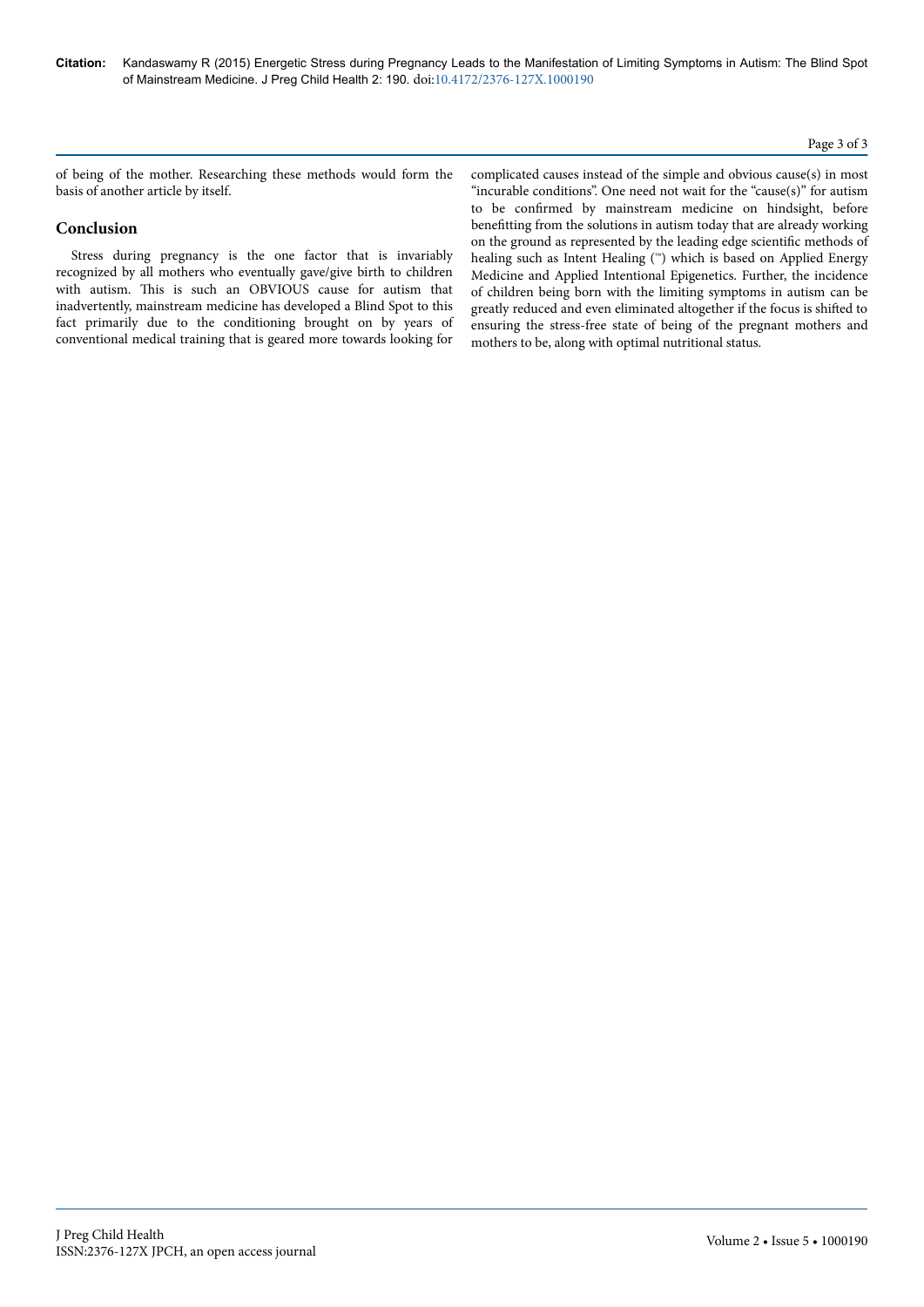of being of the mother. Researching these methods would form the basis of another article by itself.

## Conclusion

Stress during pregnancy is the one factor that is invariably recognized by all mothers who eventually gave/give birth to children with autism. This is such an OBVIOUS cause for autism that inadvertently, mainstream medicine has developed a Blind Spot to this fact primarily due to the conditioning brought on by years of conventional medical training that is geared more towards looking for complicated causes instead of the simple and obvious cause(s) in most "incurable conditions". One need not wait for the "cause(s)" for autism to be confirmed by mainstream medicine on hindsight, before benefitting from the solutions in autism today that are already working on the ground as represented by the leading edge scientific methods of healing such as Intent Healing (™) which is based on Applied Energy Medicine and Applied Intentional Epigenetics. Further, the incidence of children being born with the limiting symptoms in autism can be greatly reduced and even eliminated altogether if the focus is shifted to ensuring the stress-free state of being of the pregnant mothers and mothers to be, along with optimal nutritional status.